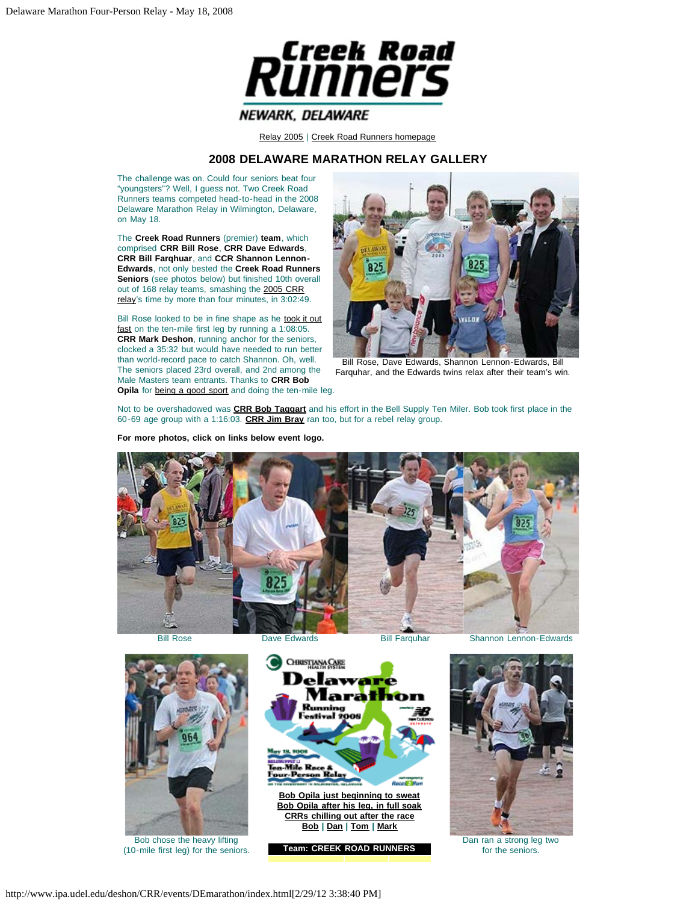Creek Road Runners

NEWARK, DELAWARE

Relay 2005 | Creek Road Runners homepage

## 2008 DELAWARE MARATHON RELAY GALLERY

The challenge was on. Could four seniors beat four "youngsters"? Well, I guess not. Two Creek Road Runners teams competed head-to-head in the 2008 Delaware Marathon Relay in Wilmington, Delaware, on May 18.

The **Creek Road Runners** (premier) **team**, which comprised **CRR Bill Rose**, **CRR Dave Edwards**, **CRR Bill Farqhuar**, and **CCR Shannon Lennon-Edwards**, not only bested the **Creek Road Runners Seniors** (see photos below) but finished 10th overall out of 168 relay teams, smashing the 2005 CRR relay's time by more than four minutes, in 3:02:49.

Bill Rose looked to be in fine shape as he took it out fast on the ten-mile first leg by running a 1:08:05. **CRR Mark Deshon**, running anchor for the seniors, clocked a 35:32 but would have needed to run better than world-record pace to catch Shannon. Oh, well. The seniors placed 23rd overall, and 2nd among the Male Masters team entrants. Thanks to **CRR Bob Opila** for being a good sport and doing the ten-mile leg.

Bill Rose, Dave Edwards, Shannon Lennon-Edwards, Bill Farquhar, and the Edwards twins relax after their team's win.

Not to be overshadowed was **CRR Bob Taggart** and his effort in the Bell Supply Ten Miler. Bob took first place in the 60-69 age group with a 1:16:03. **CRR Jim Bray** ran too, but for a rebel relay group.

**For more photos, click on links below event logo.**

Bill Rose | Dave Edwards | Bill Farquhar | Shannon Lennon-Edwards

Bob chose the heavy lifting (10-mile first leg) for the seniors.

**Bob Opila just beginning to sweat**
**Bob Opila after his leg, in full soak**
**CRRs chilling out after the race**
**Bob | Dan | Tom | Mark**

Dan ran a strong leg two for the seniors.

**Team: CREEK ROAD RUNNERS**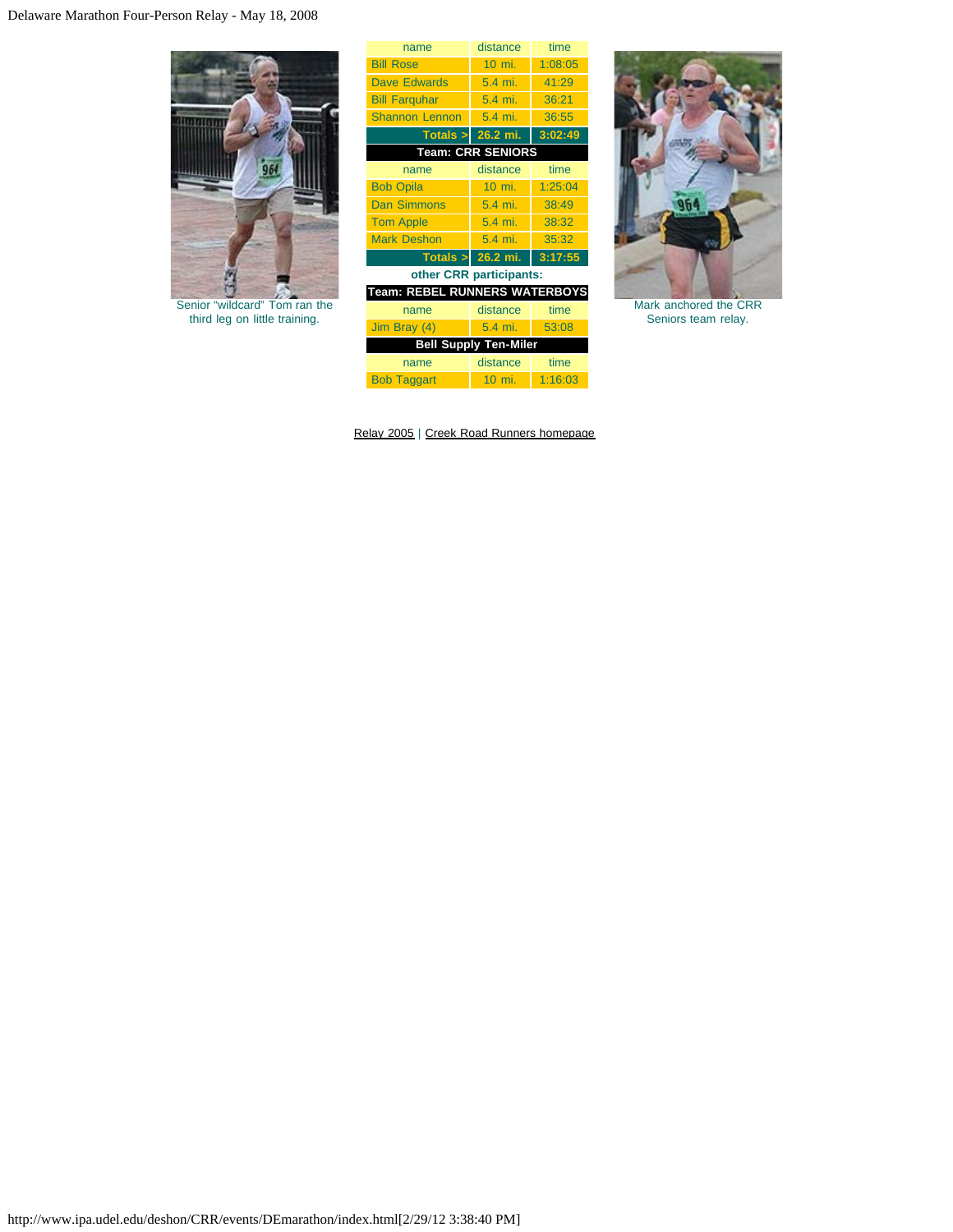| name | distance | time |
|---|---|---|
| Bill Rose | 10 mi. | 1:08:05 |
| Dave Edwards | 5.4 mi. | 41:29 |
| Bill Farquhar | 5.4 mi. | 36:21 |
| Shannon Lennon | 5.4 mi. | 36:55 |
| **Totals >** | **26.2 mi.** | **3:02:49** |

**Team: CRR SENIORS**

| name | distance | time |
|---|---|---|
| Bob Opila | 10 mi. | 1:25:04 |
| Dan Simmons | 5.4 mi. | 38:49 |
| Tom Apple | 5.4 mi. | 38:32 |
| Mark Deshon | 5.4 mi. | 35:32 |
| **Totals >** | **26.2 mi.** | **3:17:55** |

**other CRR participants:**

**Team: REBEL RUNNERS WATERBOYS**

| name | distance | time |
|---|---|---|
| Jim Bray (4) | 5.4 mi. | 53:08 |

**Bell Supply Ten-Miler**

| name | distance | time |
|---|---|---|
| Bob Taggart | 10 mi. | 1:16:03 |

Senior “wildcard” Tom ran the third leg on little training.

Mark anchored the CRR Seniors team relay.

Relay 2005 | Creek Road Runners homepage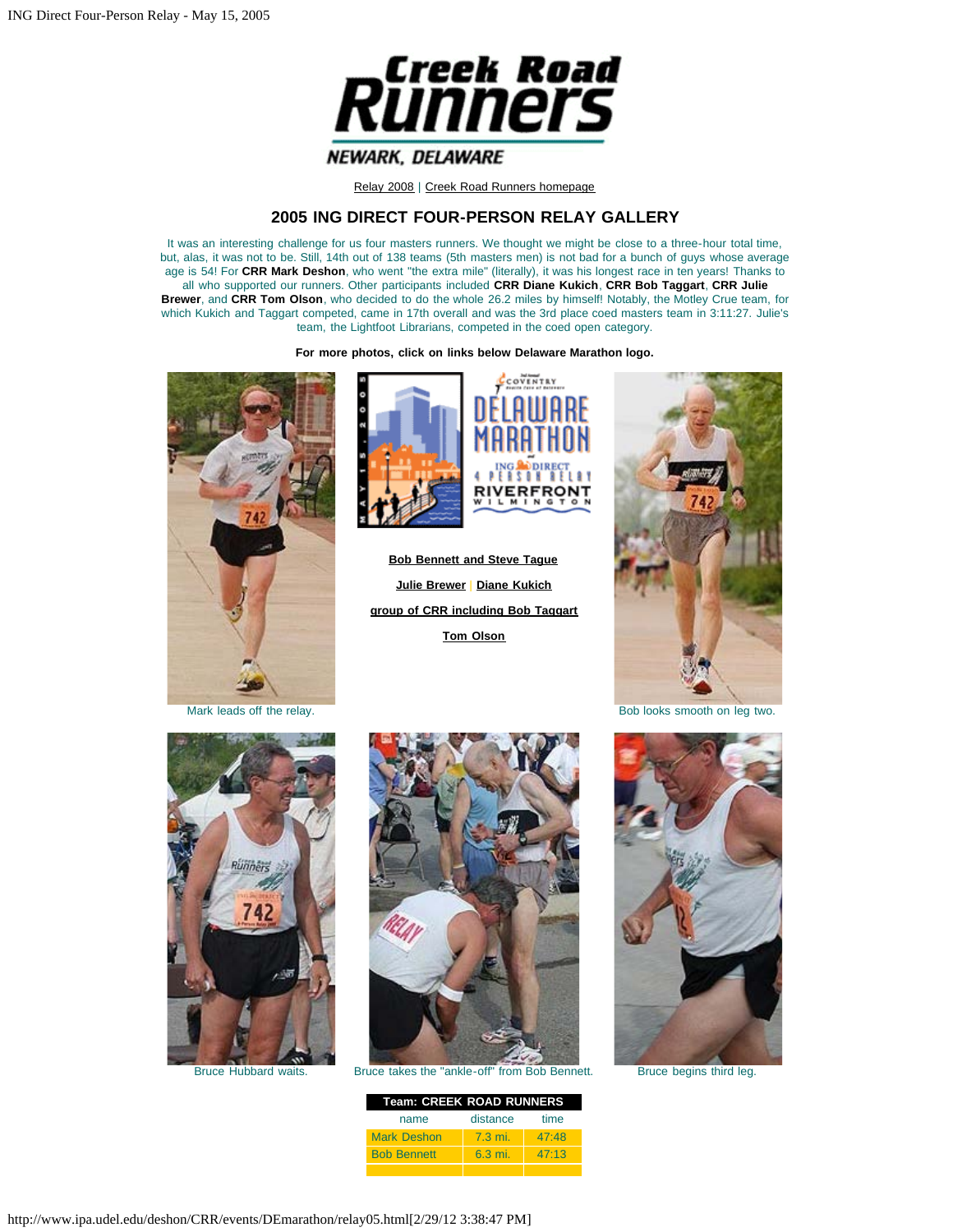Relay 2008 | Creek Road Runners homepage

## 2005 ING DIRECT FOUR-PERSON RELAY GALLERY

It was an interesting challenge for us four masters runners. We thought we might be close to a three-hour total time, but, alas, it was not to be. Still, 14th out of 138 teams (5th masters men) is not bad for a bunch of guys whose average age is 54! For **CRR Mark Deshon**, who went "the extra mile" (literally), it was his longest race in ten years! Thanks to all who supported our runners. Other participants included **CRR Diane Kukich**, **CRR Bob Taggart**, **CRR Julie Brewer**, and **CRR Tom Olson**, who decided to do the whole 26.2 miles by himself! Notably, the Motley Crue team, for which Kukich and Taggart competed, came in 17th overall and was the 3rd place coed masters team in 3:11:27. Julie's team, the Lightfoot Librarians, competed in the coed open category.

**For more photos, click on links below Delaware Marathon logo.**

**Bob Bennett and Steve Tague**

**Julie Brewer** | **Diane Kukich**

**group of CRR including Bob Taggart**

**Tom Olson**

Mark leads off the relay.

Bob looks smooth on leg two.

Bruce Hubbard waits.

Bruce takes the "ankle-off" from Bob Bennett.

Bruce begins third leg.

| Team: CREEK ROAD RUNNERS | | |
|---|---|---|
| name | distance | time |
| Mark Deshon | 7.3 mi. | 47:48 |
| Bob Bennett | 6.3 mi. | 47:13 |
| | | |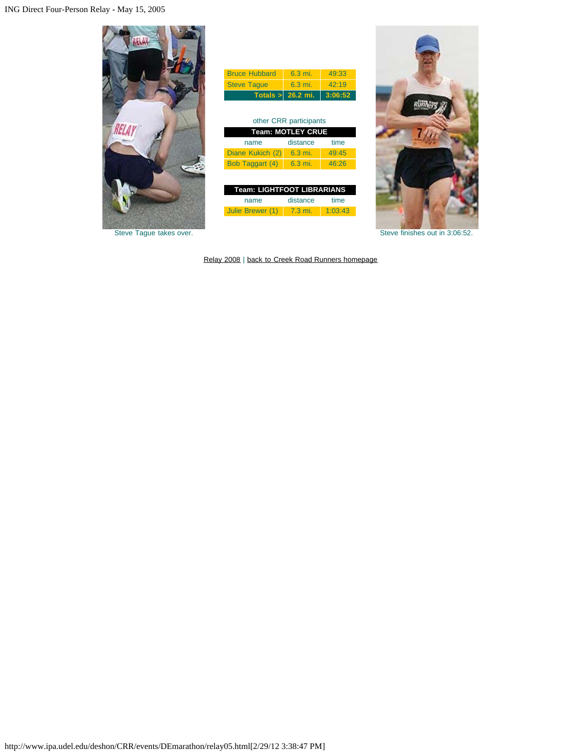| | | |
|---|---|---|
| Bruce Hubbard | 6.3 mi. | 49:33 |
| Steve Tague | 6.3 mi. | 42:19 |
| **Totals >** | **26.2 mi.** | **3:06:52** |

other CRR participants

**Team: MOTLEY CRUE**

| name | distance | time |
|---|---|---|
| Diane Kukich (2) | 6.3 mi. | 49:45 |
| Bob Taggart (4) | 6.3 mi. | 46:26 |

**Team: LIGHTFOOT LIBRARIANS**

| name | distance | time |
|---|---|---|
| Julie Brewer (1) | 7.3 mi. | 1:03:43 |

Steve Tague takes over.

Steve finishes out in 3:06:52.

Relay 2008 | back to Creek Road Runners homepage